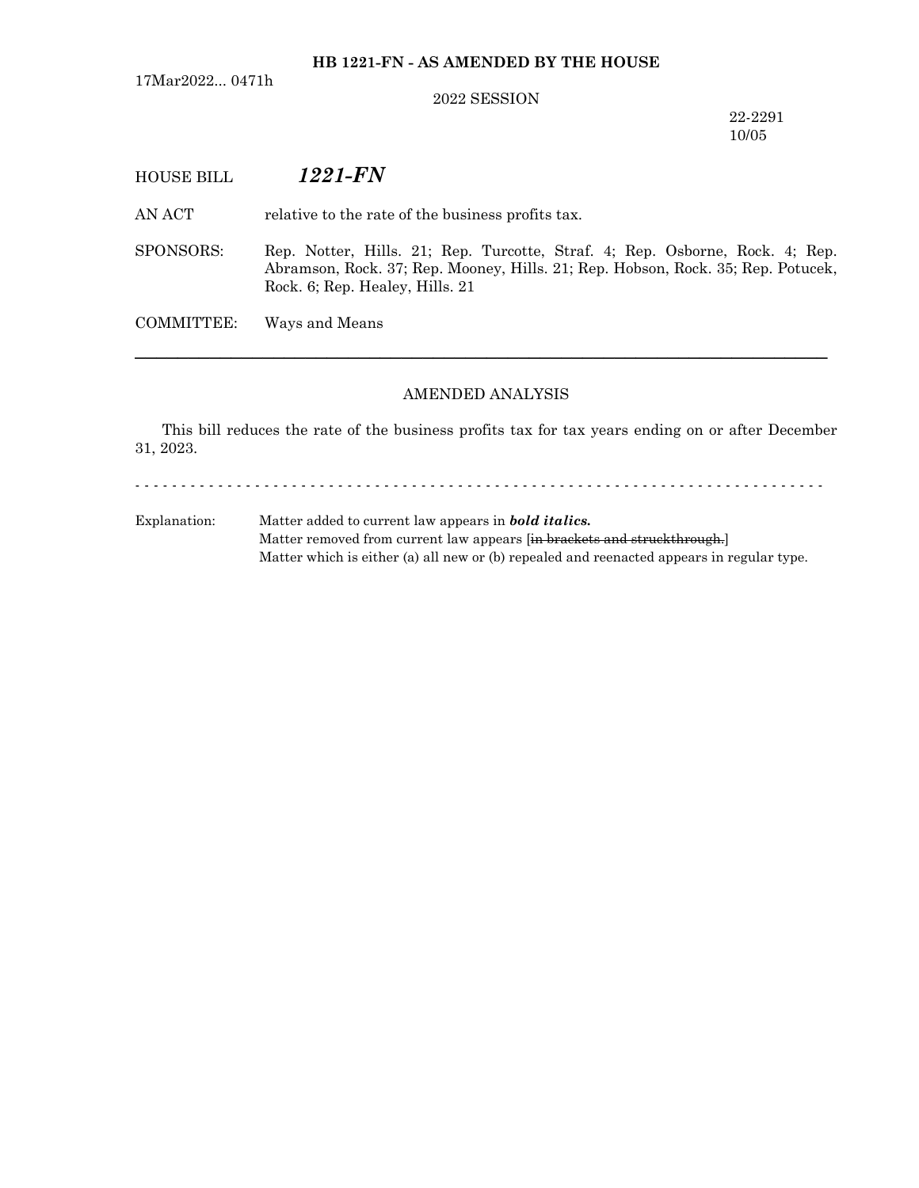**HB 1221-FN - AS AMENDED BY THE HOUSE**

17Mar2022... 0471h

2022 SESSION

22-2291
10/05

HOUSE BILL ***1221-FN***

AN ACT relative to the rate of the business profits tax.

SPONSORS: Rep. Notter, Hills. 21; Rep. Turcotte, Straf. 4; Rep. Osborne, Rock. 4; Rep. Abramson, Rock. 37; Rep. Mooney, Hills. 21; Rep. Hobson, Rock. 35; Rep. Potucek, Rock. 6; Rep. Healey, Hills. 21

COMMITTEE: Ways and Means

---

AMENDED ANALYSIS

This bill reduces the rate of the business profits tax for tax years ending on or after December 31, 2023.

- - - - - - - - - - - - - - - - - - - - - - - - - - - - - - - - - - - - - - - - - - - - - - - - - - - - - - - - - - - - - - - - - - - - - - -

Explanation: Matter added to current law appears in ***bold italics.***
Matter removed from current law appears [~~in brackets and struckthrough.~~]
Matter which is either (a) all new or (b) repealed and reenacted appears in regular type.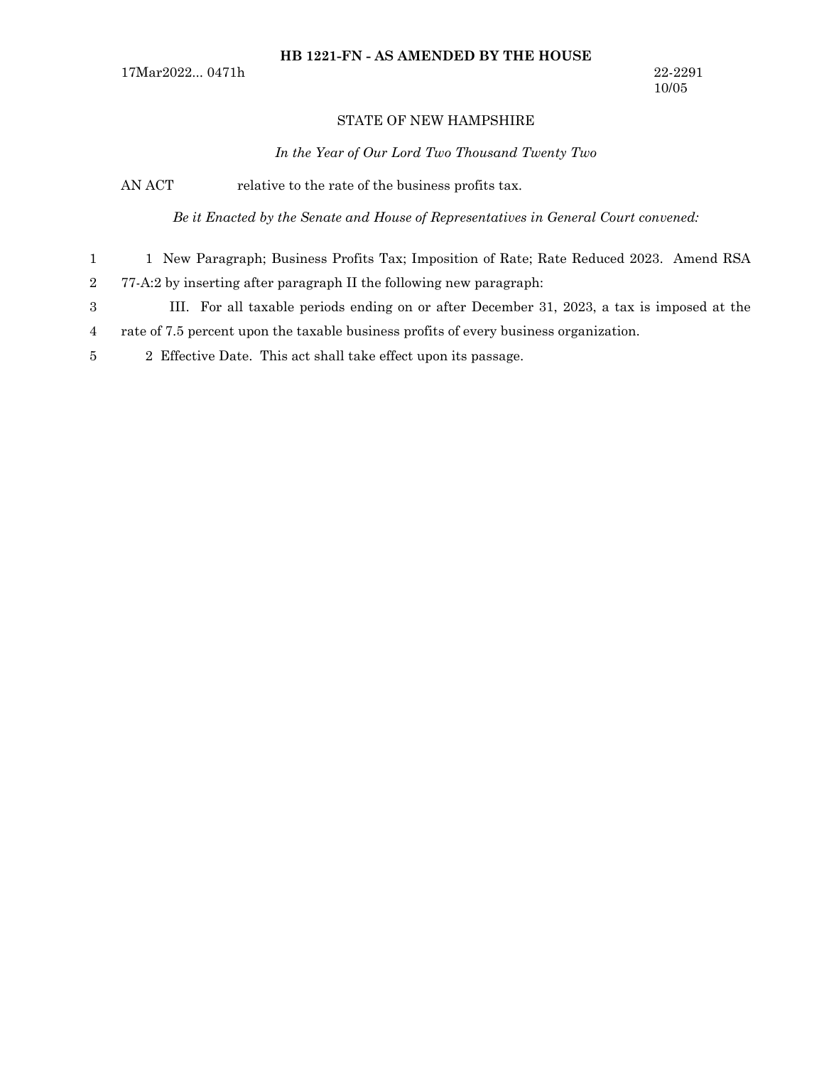**HB 1221-FN - AS AMENDED BY THE HOUSE**

17Mar2022... 0471h

22-2291
10/05

STATE OF NEW HAMPSHIRE

*In the Year of Our Lord Two Thousand Twenty Two*

AN ACT relative to the rate of the business profits tax.

*Be it Enacted by the Senate and House of Representatives in General Court convened:*

1 New Paragraph; Business Profits Tax; Imposition of Rate; Rate Reduced 2023. Amend RSA 77-A:2 by inserting after paragraph II the following new paragraph:

III. For all taxable periods ending on or after December 31, 2023, a tax is imposed at the rate of 7.5 percent upon the taxable business profits of every business organization.

2 Effective Date. This act shall take effect upon its passage.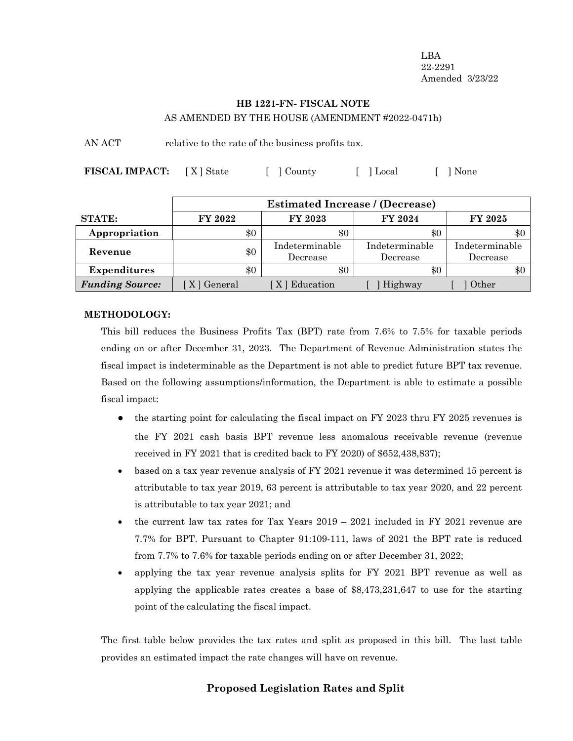LBA
22-2291
Amended 3/23/22

**HB 1221-FN- FISCAL NOTE**

AS AMENDED BY THE HOUSE (AMENDMENT #2022-0471h)

AN ACT relative to the rate of the business profits tax.

**FISCAL IMPACT:** [ X ] State [ ] County [ ] Local [ ] None

| | Estimated Increase / (Decrease) | | | |
|---|---|---|---|---|
| **STATE:** | **FY 2022** | **FY 2023** | **FY 2024** | **FY 2025** |
| **Appropriation** | $0 | $0 | $0 | $0 |
| **Revenue** | $0 | Indeterminable Decrease | Indeterminable Decrease | Indeterminable Decrease |
| **Expenditures** | $0 | $0 | $0 | $0 |
| ***Funding Source:*** | [ X ] General | [ X ] Education | [ ] Highway | [ ] Other |

**METHODOLOGY:**

This bill reduces the Business Profits Tax (BPT) rate from 7.6% to 7.5% for taxable periods ending on or after December 31, 2023. The Department of Revenue Administration states the fiscal impact is indeterminable as the Department is not able to predict future BPT tax revenue. Based on the following assumptions/information, the Department is able to estimate a possible fiscal impact:

- the starting point for calculating the fiscal impact on FY 2023 thru FY 2025 revenues is the FY 2021 cash basis BPT revenue less anomalous receivable revenue (revenue received in FY 2021 that is credited back to FY 2020) of $652,438,837);
- based on a tax year revenue analysis of FY 2021 revenue it was determined 15 percent is attributable to tax year 2019, 63 percent is attributable to tax year 2020, and 22 percent is attributable to tax year 2021; and
- the current law tax rates for Tax Years 2019 – 2021 included in FY 2021 revenue are 7.7% for BPT. Pursuant to Chapter 91:109-111, laws of 2021 the BPT rate is reduced from 7.7% to 7.6% for taxable periods ending on or after December 31, 2022;
- applying the tax year revenue analysis splits for FY 2021 BPT revenue as well as applying the applicable rates creates a base of $8,473,231,647 to use for the starting point of the calculating the fiscal impact.

The first table below provides the tax rates and split as proposed in this bill. The last table provides an estimated impact the rate changes will have on revenue.

## Proposed Legislation Rates and Split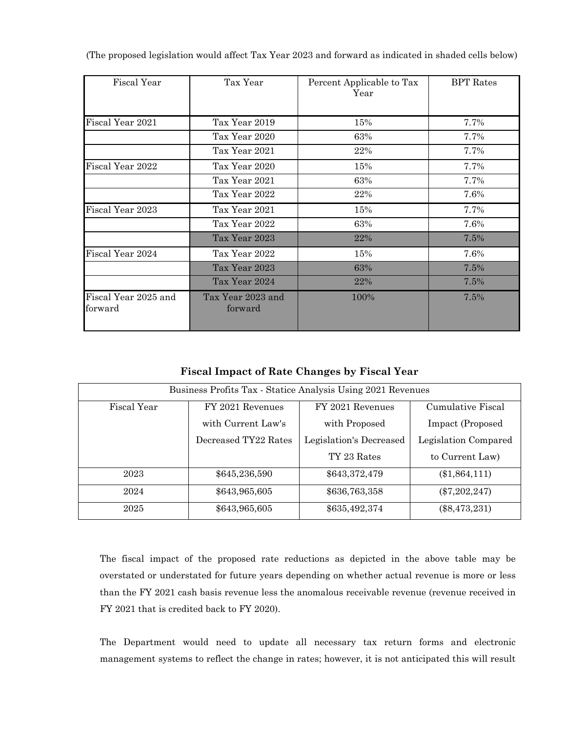(The proposed legislation would affect Tax Year 2023 and forward as indicated in shaded cells below)

| Fiscal Year | Tax Year | Percent Applicable to Tax Year | BPT Rates |
|---|---|---|---|
| Fiscal Year 2021 | Tax Year 2019 | 15% | 7.7% |
| | Tax Year 2020 | 63% | 7.7% |
| | Tax Year 2021 | 22% | 7.7% |
| Fiscal Year 2022 | Tax Year 2020 | 15% | 7.7% |
| | Tax Year 2021 | 63% | 7.7% |
| | Tax Year 2022 | 22% | 7.6% |
| Fiscal Year 2023 | Tax Year 2021 | 15% | 7.7% |
| | Tax Year 2022 | 63% | 7.6% |
| | Tax Year 2023 | 22% | 7.5% |
| Fiscal Year 2024 | Tax Year 2022 | 15% | 7.6% |
| | Tax Year 2023 | 63% | 7.5% |
| | Tax Year 2024 | 22% | 7.5% |
| Fiscal Year 2025 and forward | Tax Year 2023 and forward | 100% | 7.5% |

**Fiscal Impact of Rate Changes by Fiscal Year**

| Business Profits Tax - Statice Analysis Using 2021 Revenues | | | |
|---|---|---|---|
| Fiscal Year | FY 2021 Revenues with Current Law's Decreased TY22 Rates | FY 2021 Revenues with Proposed Legislation's Decreased TY 23 Rates | Cumulative Fiscal Impact (Proposed Legislation Compared to Current Law) |
| 2023 | $645,236,590 | $643,372,479 | ($1,864,111) |
| 2024 | $643,965,605 | $636,763,358 | ($7,202,247) |
| 2025 | $643,965,605 | $635,492,374 | ($8,473,231) |

The fiscal impact of the proposed rate reductions as depicted in the above table may be overstated or understated for future years depending on whether actual revenue is more or less than the FY 2021 cash basis revenue less the anomalous receivable revenue (revenue received in FY 2021 that is credited back to FY 2020).

The Department would need to update all necessary tax return forms and electronic management systems to reflect the change in rates; however, it is not anticipated this will result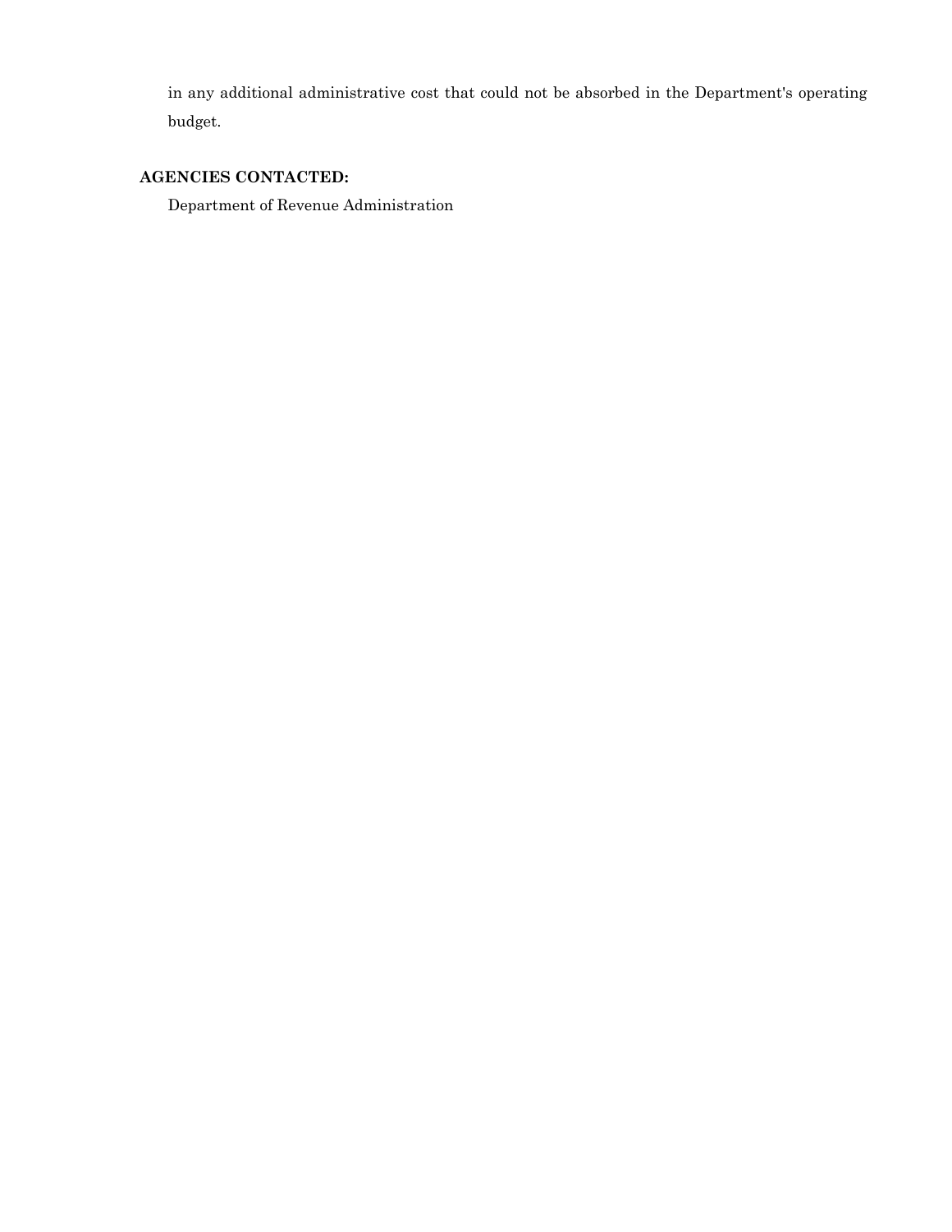in any additional administrative cost that could not be absorbed in the Department's operating budget.

**AGENCIES CONTACTED:**

Department of Revenue Administration